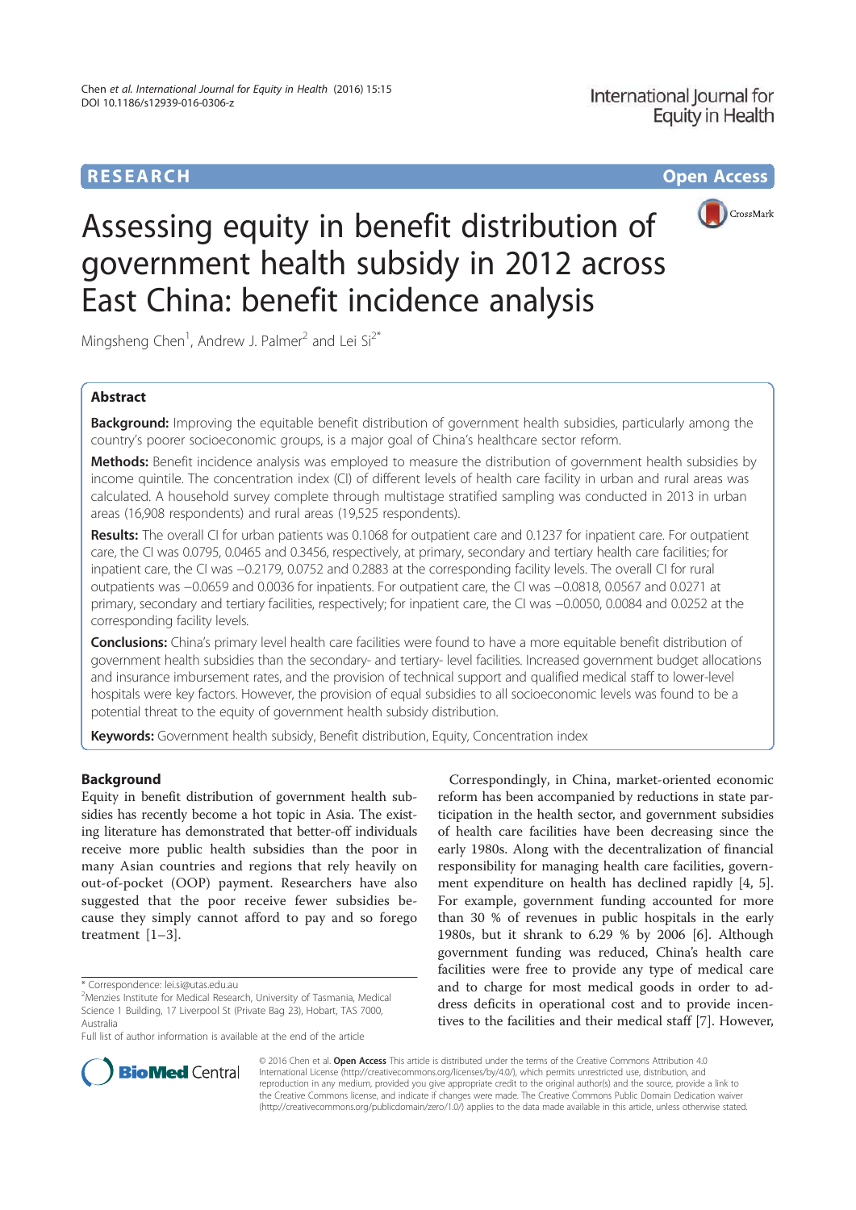RESEARCH Open Access

# Assessing equity in benefit distribution of government health subsidy in 2012 across East China: benefit incidence analysis

Mingsheng Chen[1], Andrew J. Palmer[2] and Lei Si[2*]

## Abstract

**Background:** Improving the equitable benefit distribution of government health subsidies, particularly among the country's poorer socioeconomic groups, is a major goal of China's healthcare sector reform.

**Methods:** Benefit incidence analysis was employed to measure the distribution of government health subsidies by income quintile. The concentration index (CI) of different levels of health care facility in urban and rural areas was calculated. A household survey complete through multistage stratified sampling was conducted in 2013 in urban areas (16,908 respondents) and rural areas (19,525 respondents).

**Results:** The overall CI for urban patients was 0.1068 for outpatient care and 0.1237 for inpatient care. For outpatient care, the CI was 0.0795, 0.0465 and 0.3456, respectively, at primary, secondary and tertiary health care facilities; for inpatient care, the CI was −0.2179, 0.0752 and 0.2883 at the corresponding facility levels. The overall CI for rural outpatients was −0.0659 and 0.0036 for inpatients. For outpatient care, the CI was −0.0818, 0.0567 and 0.0271 at primary, secondary and tertiary facilities, respectively; for inpatient care, the CI was −0.0050, 0.0084 and 0.0252 at the corresponding facility levels.

**Conclusions:** China's primary level health care facilities were found to have a more equitable benefit distribution of government health subsidies than the secondary- and tertiary- level facilities. Increased government budget allocations and insurance imbursement rates, and the provision of technical support and qualified medical staff to lower-level hospitals were key factors. However, the provision of equal subsidies to all socioeconomic levels was found to be a potential threat to the equity of government health subsidy distribution.

**Keywords:** Government health subsidy, Benefit distribution, Equity, Concentration index

## Background

Equity in benefit distribution of government health subsidies has recently become a hot topic in Asia. The existing literature has demonstrated that better-off individuals receive more public health subsidies than the poor in many Asian countries and regions that rely heavily on out-of-pocket (OOP) payment. Researchers have also suggested that the poor receive fewer subsidies because they simply cannot afford to pay and so forego treatment [1–3].

Correspondingly, in China, market-oriented economic reform has been accompanied by reductions in state participation in the health sector, and government subsidies of health care facilities have been decreasing since the early 1980s. Along with the decentralization of financial responsibility for managing health care facilities, government expenditure on health has declined rapidly [4, 5]. For example, government funding accounted for more than 30 % of revenues in public hospitals in the early 1980s, but it shrank to 6.29 % by 2006 [6]. Although government funding was reduced, China's health care facilities were free to provide any type of medical care and to charge for most medical goods in order to address deficits in operational cost and to provide incentives to the facilities and their medical staff [7]. However,

\* Correspondence: lei.si@utas.edu.au

[2]Menzies Institute for Medical Research, University of Tasmania, Medical Science 1 Building, 17 Liverpool St (Private Bag 23), Hobart, TAS 7000, Australia

Full list of author information is available at the end of the article

© 2016 Chen et al. **Open Access** This article is distributed under the terms of the Creative Commons Attribution 4.0 International License (http://creativecommons.org/licenses/by/4.0/), which permits unrestricted use, distribution, and reproduction in any medium, provided you give appropriate credit to the original author(s) and the source, provide a link to the Creative Commons license, and indicate if changes were made. The Creative Commons Public Domain Dedication waiver (http://creativecommons.org/publicdomain/zero/1.0/) applies to the data made available in this article, unless otherwise stated.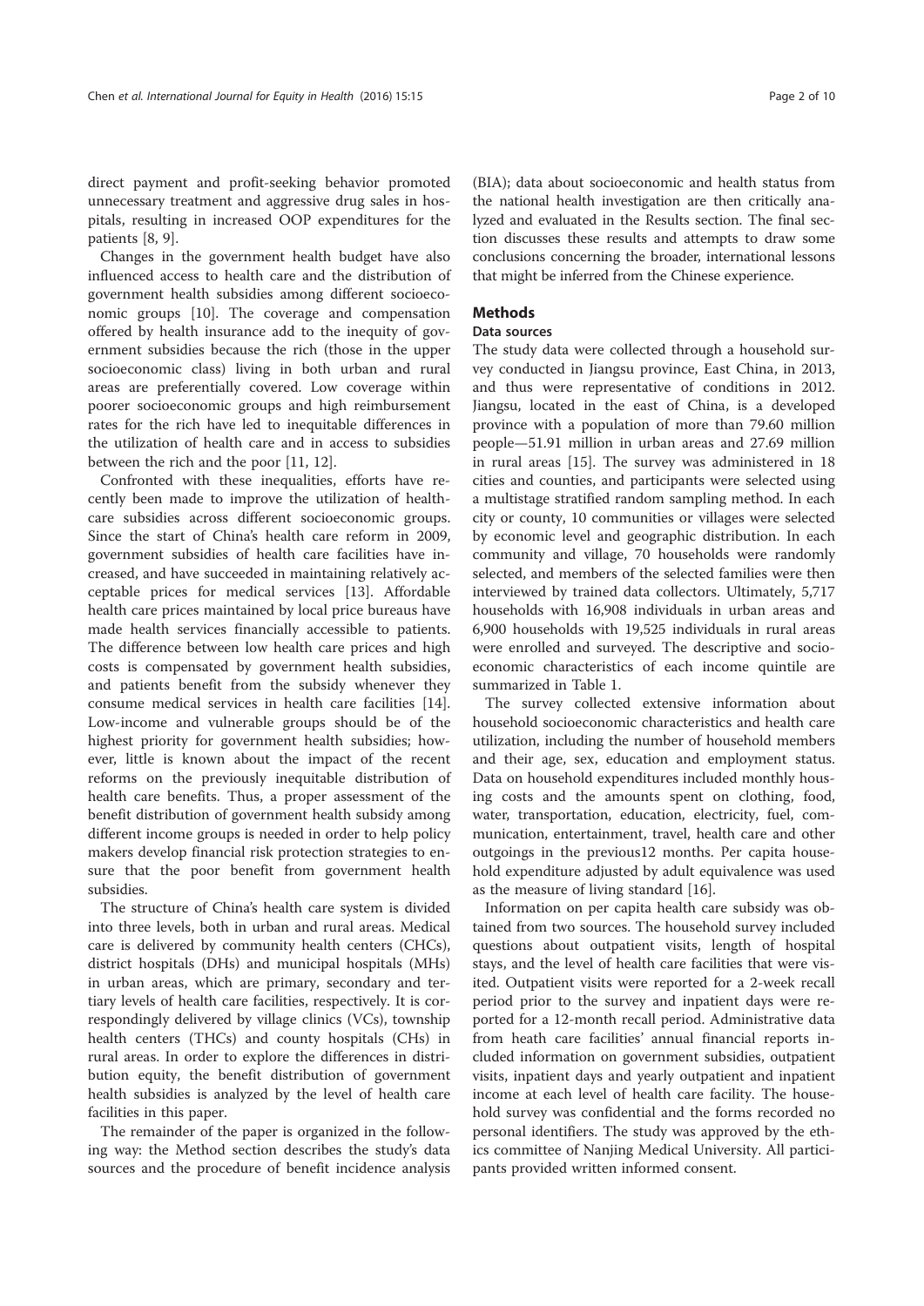direct payment and profit-seeking behavior promoted unnecessary treatment and aggressive drug sales in hospitals, resulting in increased OOP expenditures for the patients [8, 9].

Changes in the government health budget have also influenced access to health care and the distribution of government health subsidies among different socioeconomic groups [10]. The coverage and compensation offered by health insurance add to the inequity of government subsidies because the rich (those in the upper socioeconomic class) living in both urban and rural areas are preferentially covered. Low coverage within poorer socioeconomic groups and high reimbursement rates for the rich have led to inequitable differences in the utilization of health care and in access to subsidies between the rich and the poor [11, 12].

Confronted with these inequalities, efforts have recently been made to improve the utilization of healthcare subsidies across different socioeconomic groups. Since the start of China's health care reform in 2009, government subsidies of health care facilities have increased, and have succeeded in maintaining relatively acceptable prices for medical services [13]. Affordable health care prices maintained by local price bureaus have made health services financially accessible to patients. The difference between low health care prices and high costs is compensated by government health subsidies, and patients benefit from the subsidy whenever they consume medical services in health care facilities [14]. Low-income and vulnerable groups should be of the highest priority for government health subsidies; however, little is known about the impact of the recent reforms on the previously inequitable distribution of health care benefits. Thus, a proper assessment of the benefit distribution of government health subsidy among different income groups is needed in order to help policy makers develop financial risk protection strategies to ensure that the poor benefit from government health subsidies.

The structure of China's health care system is divided into three levels, both in urban and rural areas. Medical care is delivered by community health centers (CHCs), district hospitals (DHs) and municipal hospitals (MHs) in urban areas, which are primary, secondary and tertiary levels of health care facilities, respectively. It is correspondingly delivered by village clinics (VCs), township health centers (THCs) and county hospitals (CHs) in rural areas. In order to explore the differences in distribution equity, the benefit distribution of government health subsidies is analyzed by the level of health care facilities in this paper.

The remainder of the paper is organized in the following way: the Method section describes the study's data sources and the procedure of benefit incidence analysis (BIA); data about socioeconomic and health status from the national health investigation are then critically analyzed and evaluated in the Results section. The final section discusses these results and attempts to draw some conclusions concerning the broader, international lessons that might be inferred from the Chinese experience.

## Methods

### Data sources

The study data were collected through a household survey conducted in Jiangsu province, East China, in 2013, and thus were representative of conditions in 2012. Jiangsu, located in the east of China, is a developed province with a population of more than 79.60 million people—51.91 million in urban areas and 27.69 million in rural areas [15]. The survey was administered in 18 cities and counties, and participants were selected using a multistage stratified random sampling method. In each city or county, 10 communities or villages were selected by economic level and geographic distribution. In each community and village, 70 households were randomly selected, and members of the selected families were then interviewed by trained data collectors. Ultimately, 5,717 households with 16,908 individuals in urban areas and 6,900 households with 19,525 individuals in rural areas were enrolled and surveyed. The descriptive and socioeconomic characteristics of each income quintile are summarized in Table 1.

The survey collected extensive information about household socioeconomic characteristics and health care utilization, including the number of household members and their age, sex, education and employment status. Data on household expenditures included monthly housing costs and the amounts spent on clothing, food, water, transportation, education, electricity, fuel, communication, entertainment, travel, health care and other outgoings in the previous12 months. Per capita household expenditure adjusted by adult equivalence was used as the measure of living standard [16].

Information on per capita health care subsidy was obtained from two sources. The household survey included questions about outpatient visits, length of hospital stays, and the level of health care facilities that were visited. Outpatient visits were reported for a 2-week recall period prior to the survey and inpatient days were reported for a 12-month recall period. Administrative data from heath care facilities' annual financial reports included information on government subsidies, outpatient visits, inpatient days and yearly outpatient and inpatient income at each level of health care facility. The household survey was confidential and the forms recorded no personal identifiers. The study was approved by the ethics committee of Nanjing Medical University. All participants provided written informed consent.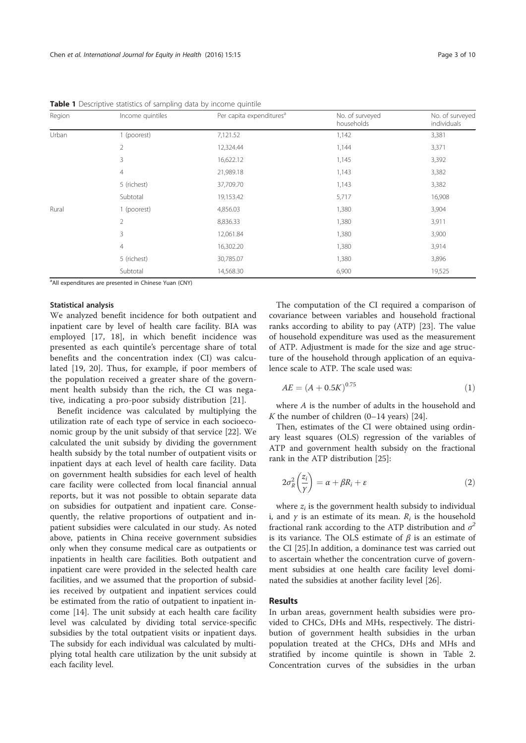**Table 1** Descriptive statistics of sampling data by income quintile

| Region | Income quintiles | Per capita expenditures[a] | No. of surveyed households | No. of surveyed individuals |
|---|---|---|---|---|
| Urban | 1 (poorest) | 7,121.52 | 1,142 | 3,381 |
| | 2 | 12,324.44 | 1,144 | 3,371 |
| | 3 | 16,622.12 | 1,145 | 3,392 |
| | 4 | 21,989.18 | 1,143 | 3,382 |
| | 5 (richest) | 37,709.70 | 1,143 | 3,382 |
| | Subtotal | 19,153.42 | 5,717 | 16,908 |
| Rural | 1 (poorest) | 4,856.03 | 1,380 | 3,904 |
| | 2 | 8,836.33 | 1,380 | 3,911 |
| | 3 | 12,061.84 | 1,380 | 3,900 |
| | 4 | 16,302.20 | 1,380 | 3,914 |
| | 5 (richest) | 30,785.07 | 1,380 | 3,896 |
| | Subtotal | 14,568.30 | 6,900 | 19,525 |

[a]All expenditures are presented in Chinese Yuan (CNY)

#### Statistical analysis

We analyzed benefit incidence for both outpatient and inpatient care by level of health care facility. BIA was employed [17, 18], in which benefit incidence was presented as each quintile's percentage share of total benefits and the concentration index (CI) was calculated [19, 20]. Thus, for example, if poor members of the population received a greater share of the government health subsidy than the rich, the CI was negative, indicating a pro-poor subsidy distribution [21].

Benefit incidence was calculated by multiplying the utilization rate of each type of service in each socioeconomic group by the unit subsidy of that service [22]. We calculated the unit subsidy by dividing the government health subsidy by the total number of outpatient visits or inpatient days at each level of health care facility. Data on government health subsidies for each level of health care facility were collected from local financial annual reports, but it was not possible to obtain separate data on subsidies for outpatient and inpatient care. Consequently, the relative proportions of outpatient and inpatient subsidies were calculated in our study. As noted above, patients in China receive government subsidies only when they consume medical care as outpatients or inpatients in health care facilities. Both outpatient and inpatient care were provided in the selected health care facilities, and we assumed that the proportion of subsidies received by outpatient and inpatient services could be estimated from the ratio of outpatient to inpatient income [14]. The unit subsidy at each health care facility level was calculated by dividing total service-specific subsidies by the total outpatient visits or inpatient days. The subsidy for each individual was calculated by multiplying total health care utilization by the unit subsidy at each facility level.

The computation of the CI required a comparison of covariance between variables and household fractional ranks according to ability to pay (ATP) [23]. The value of household expenditure was used as the measurement of ATP. Adjustment is made for the size and age structure of the household through application of an equivalence scale to ATP. The scale used was:

$$AE = (A + 0.5K)^{0.75} \tag{1}$$

where $A$ is the number of adults in the household and $K$ the number of children (0–14 years) [24].

Then, estimates of the CI were obtained using ordinary least squares (OLS) regression of the variables of ATP and government health subsidy on the fractional rank in the ATP distribution [25]:

$$2\sigma_R^2\left(\frac{z_i}{\gamma}\right) = \alpha + \beta R_i + \varepsilon \tag{2}$$

where $z_i$ is the government health subsidy to individual i, and $\gamma$ is an estimate of its mean. $R_i$ is the household fractional rank according to the ATP distribution and $\sigma^2$ is its variance. The OLS estimate of $\beta$ is an estimate of the CI [25].In addition, a dominance test was carried out to ascertain whether the concentration curve of government subsidies at one health care facility level dominated the subsidies at another facility level [26].

## Results

In urban areas, government health subsidies were provided to CHCs, DHs and MHs, respectively. The distribution of government health subsidies in the urban population treated at the CHCs, DHs and MHs and stratified by income quintile is shown in Table 2. Concentration curves of the subsidies in the urban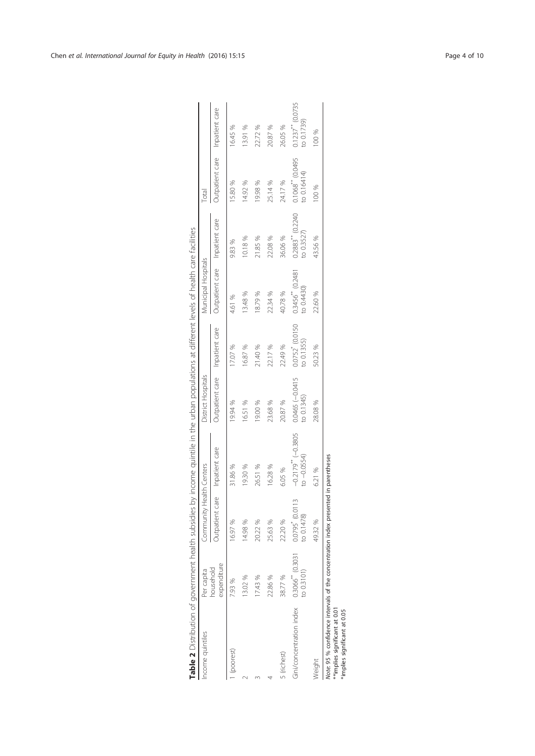**Table 2** Distribution of government health subsidies by income quintile in the urban populations at different levels of health care facilities

| Income quintiles | Per capita household expenditure | Community Health Centers | | District Hospitals | | Municipal Hospitals | | Total | |
|---|---|---|---|---|---|---|---|---|---|
| | | Outpatient care | Inpatient care | Outpatient care | Inpatient care | Outpatient care | Inpatient care | Outpatient care | Inpatient care |
| 1 (poorest) | 7.93 % | 16.97 % | 31.86 % | 19.94 % | 17.07 % | 4.61 % | 9.83 % | 15.80 % | 16.45 % |
| 2 | 13.02 % | 14.98 % | 19.30 % | 16.51 % | 16.87 % | 13.48 % | 10.18 % | 14.92 % | 13.91 % |
| 3 | 17.43 % | 20.22 % | 26.51 % | 19.00 % | 21.40 % | 18.79 % | 21.85 % | 19.98 % | 22.72 % |
| 4 | 22.86 % | 25.63 % | 16.28 % | 23.68 % | 22.17 % | 22.34 % | 22.08 % | 25.14 % | 20.87 % |
| 5 (richest) | 38.77 % | 22.20 % | 6.05 % | 20.87 % | 22.49 % | 40.78 % | 36.06 % | 24.17 % | 26.05 % |
| Gini/concentration index | 0.3066** (0.3031 to 0.3101) | 0.0795* (0.0113 to 0.1478) | −0.2179** (−0.3805 to −0.0554) | 0.0465 (−0.0415 to 0.1345) | 0.0752* (0.0150 to 0.1355) | 0.3456** (0.2481 to 0.4430) | 0.2883** (0.2240 to 0.3527) | 0.1068** (0.0495 to 0.16414) | 0.1237** (0.0735 to 0.1739) |
| Weight | | 49.32 % | 6.21 % | 28.08 % | 50.23 % | 22.60 % | 43.56 % | 100 % | 100 % |

*Note*: 95 % confidence intervals of the concentration index presented in parentheses
**implies significant at 0.01
*implies significant at 0.05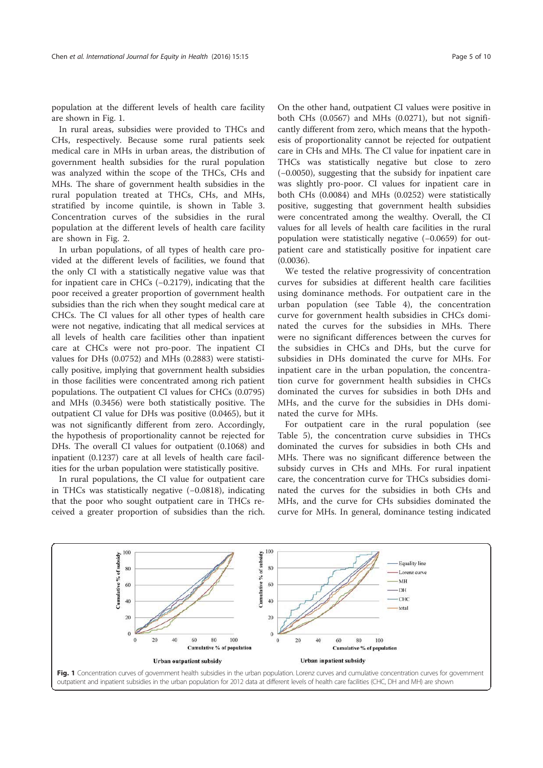population at the different levels of health care facility are shown in Fig. 1.

In rural areas, subsidies were provided to THCs and CHs, respectively. Because some rural patients seek medical care in MHs in urban areas, the distribution of government health subsidies for the rural population was analyzed within the scope of the THCs, CHs and MHs. The share of government health subsidies in the rural population treated at THCs, CHs, and MHs, stratified by income quintile, is shown in Table 3. Concentration curves of the subsidies in the rural population at the different levels of health care facility are shown in Fig. 2.

In urban populations, of all types of health care provided at the different levels of facilities, we found that the only CI with a statistically negative value was that for inpatient care in CHCs (−0.2179), indicating that the poor received a greater proportion of government health subsidies than the rich when they sought medical care at CHCs. The CI values for all other types of health care were not negative, indicating that all medical services at all levels of health care facilities other than inpatient care at CHCs were not pro-poor. The inpatient CI values for DHs (0.0752) and MHs (0.2883) were statistically positive, implying that government health subsidies in those facilities were concentrated among rich patient populations. The outpatient CI values for CHCs (0.0795) and MHs (0.3456) were both statistically positive. The outpatient CI value for DHs was positive (0.0465), but it was not significantly different from zero. Accordingly, the hypothesis of proportionality cannot be rejected for DHs. The overall CI values for outpatient (0.1068) and inpatient (0.1237) care at all levels of health care facilities for the urban population were statistically positive.

In rural populations, the CI value for outpatient care in THCs was statistically negative (−0.0818), indicating that the poor who sought outpatient care in THCs received a greater proportion of subsidies than the rich. On the other hand, outpatient CI values were positive in both CHs (0.0567) and MHs (0.0271), but not significantly different from zero, which means that the hypothesis of proportionality cannot be rejected for outpatient care in CHs and MHs. The CI value for inpatient care in THCs was statistically negative but close to zero (−0.0050), suggesting that the subsidy for inpatient care was slightly pro-poor. CI values for inpatient care in both CHs (0.0084) and MHs (0.0252) were statistically positive, suggesting that government health subsidies were concentrated among the wealthy. Overall, the CI values for all levels of health care facilities in the rural population were statistically negative (−0.0659) for outpatient care and statistically positive for inpatient care (0.0036).

We tested the relative progressivity of concentration curves for subsidies at different health care facilities using dominance methods. For outpatient care in the urban population (see Table 4), the concentration curve for government health subsidies in CHCs dominated the curves for the subsidies in MHs. There were no significant differences between the curves for the subsidies in CHCs and DHs, but the curve for subsidies in DHs dominated the curve for MHs. For inpatient care in the urban population, the concentration curve for government health subsidies in CHCs dominated the curves for subsidies in both DHs and MHs, and the curve for the subsidies in DHs dominated the curve for MHs.

For outpatient care in the rural population (see Table 5), the concentration curve subsidies in THCs dominated the curves for subsidies in both CHs and MHs. There was no significant difference between the subsidy curves in CHs and MHs. For rural inpatient care, the concentration curve for THCs subsidies dominated the curves for the subsidies in both CHs and MHs, and the curve for CHs subsidies dominated the curve for MHs. In general, dominance testing indicated

**Fig. 1** Concentration curves of government health subsidies in the urban population. Lorenz curves and cumulative concentration curves for government outpatient and inpatient subsidies in the urban population for 2012 data at different levels of health care facilities (CHC, DH and MH) are shown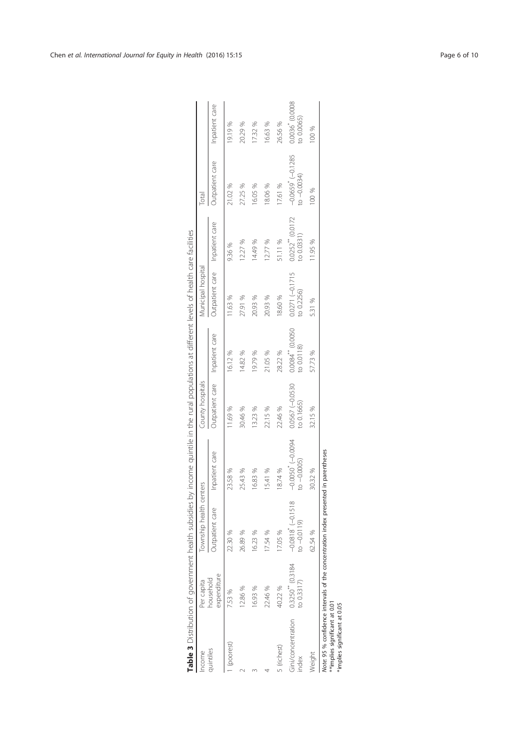**Table 3** Distribution of government health subsidies by income quintile in the rural populations at different levels of health care facilities

| Income quintiles | Per capita household expenditure | Township health centers | | County hospitals | | Municipal hospital | | Total | |
|---|---|---|---|---|---|---|---|---|---|
| | | Outpatient care | Inpatient care | Outpatient care | Inpatient care | Outpatient care | Inpatient care | Outpatient care | Inpatient care |
| 1 (poorest) | 7.53 % | 22.30 % | 23.58 % | 11.69 % | 16.12 % | 11.63 % | 9.36 % | 21.02 % | 19.19 % |
| 2 | 12.86 % | 26.89 % | 25.43 % | 30.46 % | 14.82 % | 27.91 % | 12.27 % | 27.25 % | 20.29 % |
| 3 | 16.93 % | 16.23 % | 16.83 % | 13.23 % | 19.79 % | 20.93 % | 14.49 % | 16.05 % | 17.32 % |
| 4 | 22.46 % | 17.54 % | 15.41 % | 22.15 % | 21.05 % | 20.93 % | 12.77 % | 18.06 % | 16.63 % |
| 5 (richest) | 40.22 % | 17.05 % | 18.74 % | 22.46 % | 28.22 % | 18.60 % | 51.11 % | 17.61 % | 26.56 % |
| Gini/concentration index | 0.3250** (0.3184 to 0.3317) | −0.0818* (−0.1518 to −0.0119) | −0.0050* (−0.0094 to −0.0005) | 0.0567 (−0.0530 to 0.1665) | 0.0084** (0.0050 to 0.0118) | 0.0271 (−0.1715 to 0.2256) | 0.0252** (0.0172 to 0.0331) | −0.0659* (−0.1285 to −0.0034) | 0.0036* (0.0008 to 0.0065) |
| Weight | | 62.54 % | 30.32 % | 32.15 % | 57.73 % | 5.31 % | 11.95 % | 100 % | 100 % |

*Note*: 95 % confidence intervals of the concentration index presented in parentheses
**implies significant at 0.01
*implies significant at 0.05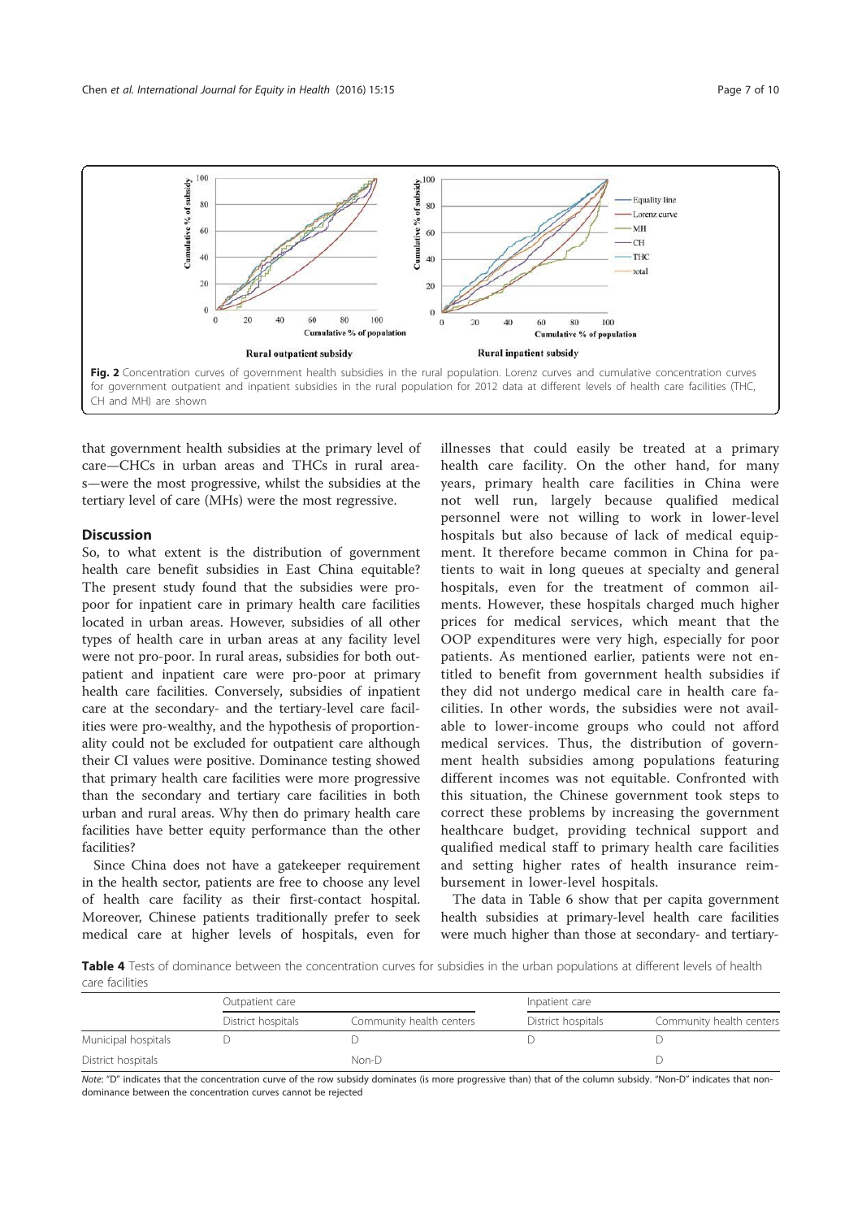**Fig. 2** Concentration curves of government health subsidies in the rural population. Lorenz curves and cumulative concentration curves for government outpatient and inpatient subsidies in the rural population for 2012 data at different levels of health care facilities (THC, CH and MH) are shown

that government health subsidies at the primary level of care—CHCs in urban areas and THCs in rural areas—were the most progressive, whilst the subsidies at the tertiary level of care (MHs) were the most regressive.

## Discussion

So, to what extent is the distribution of government health care benefit subsidies in East China equitable? The present study found that the subsidies were pro-poor for inpatient care in primary health care facilities located in urban areas. However, subsidies of all other types of health care in urban areas at any facility level were not pro-poor. In rural areas, subsidies for both outpatient and inpatient care were pro-poor at primary health care facilities. Conversely, subsidies of inpatient care at the secondary- and the tertiary-level care facilities were pro-wealthy, and the hypothesis of proportionality could not be excluded for outpatient care although their CI values were positive. Dominance testing showed that primary health care facilities were more progressive than the secondary and tertiary care facilities in both urban and rural areas. Why then do primary health care facilities have better equity performance than the other facilities?

Since China does not have a gatekeeper requirement in the health sector, patients are free to choose any level of health care facility as their first-contact hospital. Moreover, Chinese patients traditionally prefer to seek medical care at higher levels of hospitals, even for illnesses that could easily be treated at a primary health care facility. On the other hand, for many years, primary health care facilities in China were not well run, largely because qualified medical personnel were not willing to work in lower-level hospitals but also because of lack of medical equipment. It therefore became common in China for patients to wait in long queues at specialty and general hospitals, even for the treatment of common ailments. However, these hospitals charged much higher prices for medical services, which meant that the OOP expenditures were very high, especially for poor patients. As mentioned earlier, patients were not entitled to benefit from government health subsidies if they did not undergo medical care in health care facilities. In other words, the subsidies were not available to lower-income groups who could not afford medical services. Thus, the distribution of government health subsidies among populations featuring different incomes was not equitable. Confronted with this situation, the Chinese government took steps to correct these problems by increasing the government healthcare budget, providing technical support and qualified medical staff to primary health care facilities and setting higher rates of health insurance reimbursement in lower-level hospitals.

The data in Table 6 show that per capita government health subsidies at primary-level health care facilities were much higher than those at secondary- and tertiary-

**Table 4** Tests of dominance between the concentration curves for subsidies in the urban populations at different levels of health care facilities

| | Outpatient care | | Inpatient care | |
|---|---|---|---|---|
| | District hospitals | Community health centers | District hospitals | Community health centers |
| Municipal hospitals | D | D | D | D |
| District hospitals | | Non-D | | D |

*Note*: "D" indicates that the concentration curve of the row subsidy dominates (is more progressive than) that of the column subsidy. "Non-D" indicates that non-dominance between the concentration curves cannot be rejected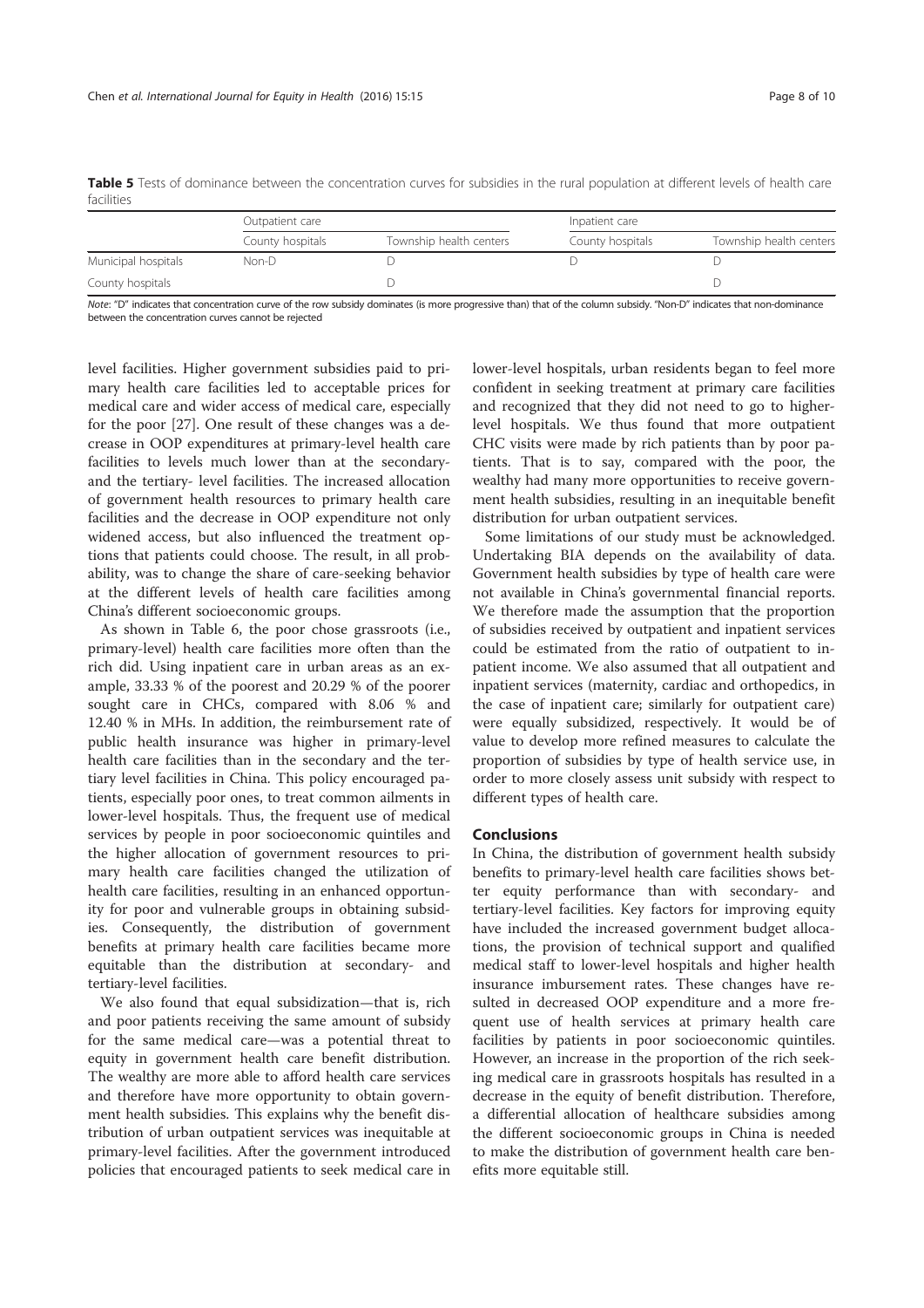**Table 5** Tests of dominance between the concentration curves for subsidies in the rural population at different levels of health care facilities

| | Outpatient care | | Inpatient care | |
|---|---|---|---|---|
| | County hospitals | Township health centers | County hospitals | Township health centers |
| Municipal hospitals | Non-D | D | D | D |
| County hospitals | | D | | D |

*Note*: "D" indicates that concentration curve of the row subsidy dominates (is more progressive than) that of the column subsidy. "Non-D" indicates that non-dominance between the concentration curves cannot be rejected

level facilities. Higher government subsidies paid to primary health care facilities led to acceptable prices for medical care and wider access of medical care, especially for the poor [27]. One result of these changes was a decrease in OOP expenditures at primary-level health care facilities to levels much lower than at the secondary- and the tertiary- level facilities. The increased allocation of government health resources to primary health care facilities and the decrease in OOP expenditure not only widened access, but also influenced the treatment options that patients could choose. The result, in all probability, was to change the share of care-seeking behavior at the different levels of health care facilities among China's different socioeconomic groups.

As shown in Table 6, the poor chose grassroots (i.e., primary-level) health care facilities more often than the rich did. Using inpatient care in urban areas as an example, 33.33 % of the poorest and 20.29 % of the poorer sought care in CHCs, compared with 8.06 % and 12.40 % in MHs. In addition, the reimbursement rate of public health insurance was higher in primary-level health care facilities than in the secondary and the tertiary level facilities in China. This policy encouraged patients, especially poor ones, to treat common ailments in lower-level hospitals. Thus, the frequent use of medical services by people in poor socioeconomic quintiles and the higher allocation of government resources to primary health care facilities changed the utilization of health care facilities, resulting in an enhanced opportunity for poor and vulnerable groups in obtaining subsidies. Consequently, the distribution of government benefits at primary health care facilities became more equitable than the distribution at secondary- and tertiary-level facilities.

We also found that equal subsidization—that is, rich and poor patients receiving the same amount of subsidy for the same medical care—was a potential threat to equity in government health care benefit distribution. The wealthy are more able to afford health care services and therefore have more opportunity to obtain government health subsidies. This explains why the benefit distribution of urban outpatient services was inequitable at primary-level facilities. After the government introduced policies that encouraged patients to seek medical care in lower-level hospitals, urban residents began to feel more confident in seeking treatment at primary care facilities and recognized that they did not need to go to higher-level hospitals. We thus found that more outpatient CHC visits were made by rich patients than by poor patients. That is to say, compared with the poor, the wealthy had many more opportunities to receive government health subsidies, resulting in an inequitable benefit distribution for urban outpatient services.

Some limitations of our study must be acknowledged. Undertaking BIA depends on the availability of data. Government health subsidies by type of health care were not available in China's governmental financial reports. We therefore made the assumption that the proportion of subsidies received by outpatient and inpatient services could be estimated from the ratio of outpatient to inpatient income. We also assumed that all outpatient and inpatient services (maternity, cardiac and orthopedics, in the case of inpatient care; similarly for outpatient care) were equally subsidized, respectively. It would be of value to develop more refined measures to calculate the proportion of subsidies by type of health service use, in order to more closely assess unit subsidy with respect to different types of health care.

## Conclusions

In China, the distribution of government health subsidy benefits to primary-level health care facilities shows better equity performance than with secondary- and tertiary-level facilities. Key factors for improving equity have included the increased government budget allocations, the provision of technical support and qualified medical staff to lower-level hospitals and higher health insurance imbursement rates. These changes have resulted in decreased OOP expenditure and a more frequent use of health services at primary health care facilities by patients in poor socioeconomic quintiles. However, an increase in the proportion of the rich seeking medical care in grassroots hospitals has resulted in a decrease in the equity of benefit distribution. Therefore, a differential allocation of healthcare subsidies among the different socioeconomic groups in China is needed to make the distribution of government health care benefits more equitable still.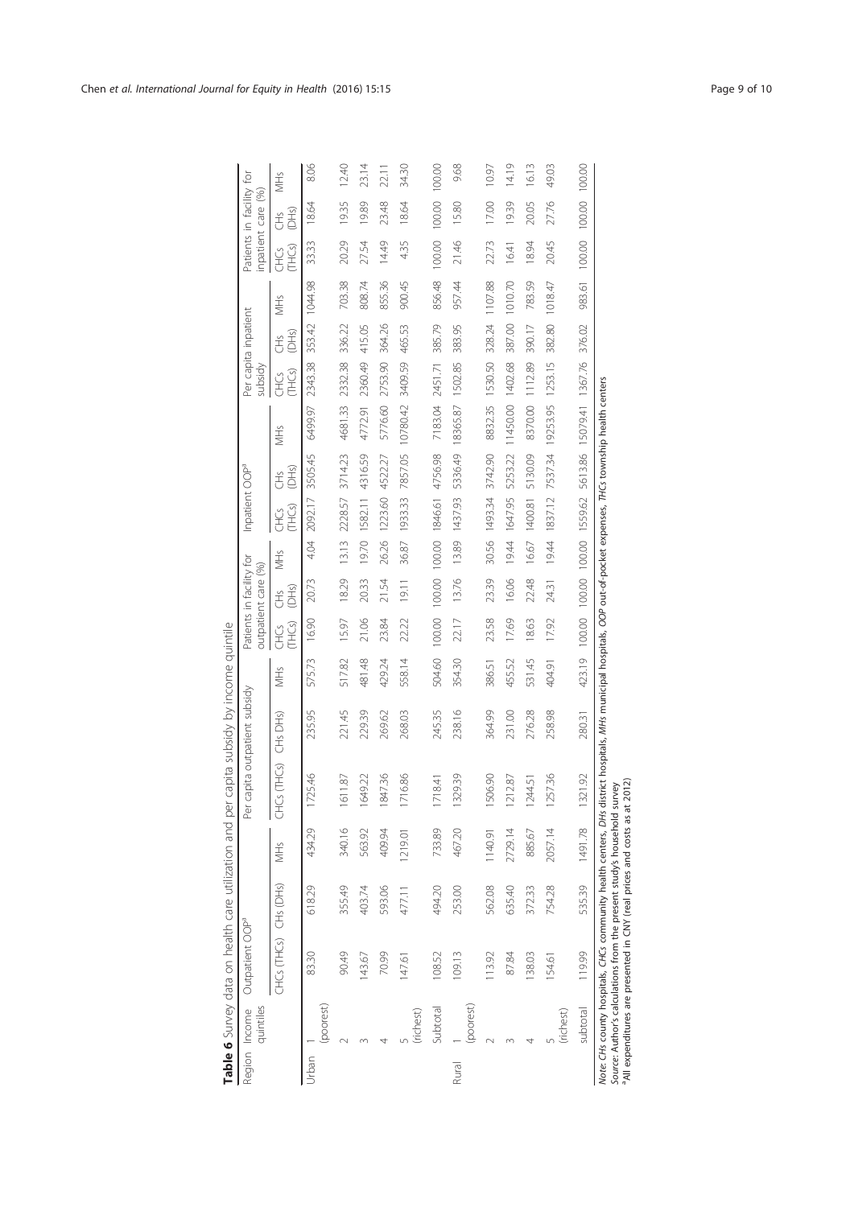**Table 6** Survey data on health care utilization and per capita subsidy by income quintile

| Region | Income quintiles | Outpatient OOP[a] | | | Per capita outpatient subsidy | | | Patients in facility for outpatient care (%) | | | Inpatient OOP[a] | | | Per capita inpatient subsidy | | | Patients in facility for inpatient care (%) | | |
|---|---|---|---|---|---|---|---|---|---|---|---|---|---|---|---|---|---|---|---|
| | | CHCs (THCs) | CHs (DHs) | MHs | CHCs (THCs) | CHs DHs) | MHs | CHCs (THCs) | CHs (DHs) | MHs | CHCs (THCs) | CHs (DHs) | MHs | CHCs (THCs) | CHs (DHs) | MHs | CHCs (THCs) | CHs (DHs) | MHs |
| Urban | 1 (poorest) | 83.30 | 618.29 | 434.29 | 1725.46 | 235.95 | 575.73 | 16.90 | 20.73 | 4.04 | 2092.17 | 3505.45 | 6499.97 | 2343.38 | 353.42 | 1044.98 | 33.33 | 18.64 | 8.06 |
| | 2 | 90.49 | 355.49 | 340.16 | 1611.87 | 221.45 | 517.82 | 15.97 | 18.29 | 13.13 | 2228.57 | 3714.23 | 4681.33 | 2332.38 | 336.22 | 703.38 | 20.29 | 19.35 | 12.40 |
| | 3 | 143.67 | 403.74 | 563.92 | 1649.22 | 229.39 | 481.48 | 21.06 | 20.33 | 19.70 | 1582.11 | 4316.59 | 4772.91 | 2360.49 | 415.05 | 808.74 | 27.54 | 19.89 | 23.14 |
| | 4 | 70.99 | 593.06 | 409.94 | 1847.36 | 269.62 | 429.24 | 23.84 | 21.54 | 26.26 | 1223.60 | 4522.27 | 5776.60 | 2753.90 | 364.26 | 855.36 | 14.49 | 23.48 | 22.11 |
| | 5 (richest) | 147.61 | 477.11 | 1219.01 | 1716.86 | 268.03 | 558.14 | 22.22 | 19.11 | 36.87 | 1933.33 | 7857.05 | 10780.42 | 3409.59 | 465.53 | 900.45 | 4.35 | 18.64 | 34.30 |
| | Subtotal | 108.52 | 494.20 | 733.89 | 1718.41 | 245.35 | 504.60 | 100.00 | 100.00 | 100.00 | 1846.61 | 4756.98 | 7183.04 | 2451.71 | 385.79 | 856.48 | 100.00 | 100.00 | 100.00 |
| Rural | 1 (poorest) | 109.13 | 253.00 | 467.20 | 1329.39 | 238.16 | 354.30 | 22.17 | 13.76 | 13.89 | 1437.93 | 5336.49 | 18365.87 | 1502.85 | 383.95 | 957.44 | 21.46 | 15.80 | 9.68 |
| | 2 | 113.92 | 562.08 | 1140.91 | 1506.90 | 364.99 | 386.51 | 23.58 | 23.39 | 30.56 | 1493.34 | 3742.90 | 8832.35 | 1530.50 | 328.24 | 1107.88 | 22.73 | 17.00 | 10.97 |
| | 3 | 87.84 | 635.40 | 2729.14 | 1212.87 | 231.00 | 455.52 | 17.69 | 16.06 | 19.44 | 1647.95 | 5253.22 | 11450.00 | 1402.68 | 387.00 | 1010.70 | 16.41 | 19.39 | 14.19 |
| | 4 | 138.03 | 372.33 | 885.67 | 1244.51 | 276.28 | 531.45 | 18.63 | 22.48 | 16.67 | 1400.81 | 5130.09 | 8370.00 | 1112.89 | 390.17 | 783.59 | 18.94 | 20.05 | 16.13 |
| | 5 (richest) | 154.61 | 754.28 | 2057.14 | 1257.36 | 258.98 | 404.91 | 17.92 | 24.31 | 19.44 | 1837.12 | 7537.34 | 19253.95 | 1253.15 | 382.80 | 1018.47 | 20.45 | 27.76 | 49.03 |
| | subtotal | 119.99 | 535.39 | 1491.78 | 1321.92 | 280.31 | 423.19 | 100.00 | 100.00 | 100.00 | 1559.62 | 5613.86 | 15079.41 | 1367.76 | 376.02 | 983.61 | 100.00 | 100.00 | 100.00 |

*Note*: *CHs* county hospitals, *CHCs* community health centers, *DHs* district hospitals, *MHs* municipal hospitals, *OOP* out-of-pocket expenses, *THCs* township health centers
*Source*: Author's calculations from the present study's household survey
[a]All expenditures are presented in CNY (real prices and costs as at 2012)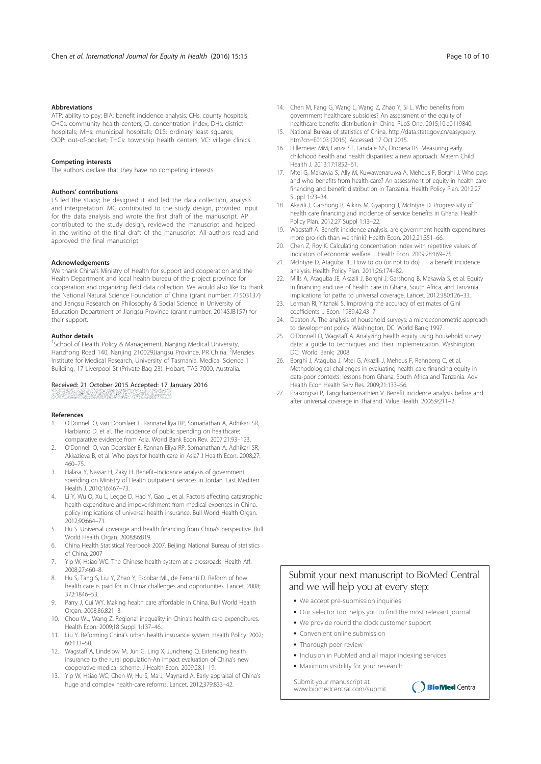### Abbreviations

ATP: ability to pay; BIA: benefit incidence analysis; CHs: county hospitals; CHCs: community health centers; CI: concentration index; DHs: district hospitals; MHs: municipal hospitals; OLS: ordinary least squares; OOP: out-of-pocket; THCs: township health centers; VC: village clinics.

### Competing interests

The authors declare that they have no competing interests.

### Authors' contributions

LS led the study; he designed it and led the data collection, analysis and interpretation. MC contributed to the study design, provided input for the data analysis and wrote the first draft of the manuscript. AP contributed to the study design, reviewed the manuscript and helped in the writing of the final draft of the manuscript. All authors read and approved the final manuscript.

### Acknowledgements

We thank China's Ministry of Health for support and cooperation and the Health Department and local health bureau of the project province for cooperation and organizing field data collection. We would also like to thank the National Natural Science Foundation of China (grant number: 71503137) and Jiangsu Research on Philosophy & Social Science in University of Education Department of Jiangsu Province (grant number: 2014SJB157) for their support.

### Author details

[1]School of Health Policy & Management, Nanjing Medical University, Hanzhong Road 140, Nanjing 210029Jiangsu Province, PR China. [2]Menzies Institute for Medical Research, University of Tasmania, Medical Science 1 Building, 17 Liverpool St (Private Bag 23), Hobart, TAS 7000, Australia.

Received: 21 October 2015 Accepted: 17 January 2016

### References

1. O'Donnell O, van Doorslaer E, Rannan-Eliya RP, Somanathan A, Adhikari SR, Harbianto D, et al. The incidence of public spending on healthcare: comparative evidence from Asia. World Bank Econ Rev. 2007;21:93–123.
2. O'Donnell O, van Doorslaer E, Rannan-Eliya RP, Somanathan A, Adhikari SR, Akkazieva B, et al. Who pays for health care in Asia? J Health Econ. 2008;27:460–75.
3. Halasa Y, Nassar H, Zaky H. Benefit–incidence analysis of government spending on Ministry of Health outpatient services in Jordan. East Mediterr Health J. 2010;16:467–73.
4. Li Y, Wu Q, Xu L, Legge D, Hao Y, Gao L, et al. Factors affecting catastrophic health expenditure and impoverishment from medical expenses in China: policy implications of universal health insurance. Bull World Health Organ. 2012;90:664–71.
5. Hu S. Universal coverage and health financing from China's perspective. Bull World Health Organ. 2008;86:819.
6. China Health Statistical Yearbook 2007. Beijing: National Bureau of statistics of China; 2007
7. Yip W, Hsiao WC. The Chinese health system at a crossroads. Health Aff. 2008;27:460–8.
8. Hu S, Tang S, Liu Y, Zhao Y, Escobar ML, de Ferranti D. Reform of how health care is paid for in China: challenges and opportunities. Lancet. 2008;372:1846–53.
9. Parry J, Cui WY. Making health care affordable in China. Bull World Health Organ. 2008;86:821–3.
10. Chou WL, Wang Z. Regional inequality in China's health care expenditures. Health Econ. 2009;18 Suppl 1:137–46.
11. Liu Y. Reforming China's urban health insurance system. Health Policy. 2002;60:133–50.
12. Wagstaff A, Lindelow M, Jun G, Ling X, Juncheng Q. Extending health insurance to the rural population-An impact evaluation of China's new cooperative medical scheme. J Health Econ. 2009;28:1–19.
13. Yip W, Hsiao WC, Chen W, Hu S, Ma J, Maynard A. Early appraisal of China's huge and complex health-care reforms. Lancet. 2012;379:833–42.
14. Chen M, Fang G, Wang L, Wang Z, Zhao Y, Si L. Who benefits from government healthcare subsidies? An assessment of the equity of healthcare benefits distribution in China. PLoS One. 2015;10:e0119840.
15. National Bureau of statistics of China. http://data.stats.gov.cn/easyquery.htm?cn=E0103 (2015). Accessed 17 Oct 2015.
16. Hillemeier MM, Lanza ST, Landale NS, Oropesa RS. Measuring early childhood health and health disparities: a new approach. Matern Child Health J. 2013;17:1852–61.
17. Mtei G, Makawia S, Ally M, Kuwawenaruwa A, Meheus F, Borghi J. Who pays and who benefits from health care? An assessment of equity in health care financing and benefit distribution in Tanzania. Health Policy Plan. 2012;27 Suppl 1:23–34.
18. Akazili J, Garshong B, Aikins M, Gyapong J, McIntyre D. Progressivity of health care financing and incidence of service benefits in Ghana. Health Policy Plan. 2012;27 Suppl 1:13–22.
19. Wagstaff A. Benefit-incidence analysis: are government health expenditures more pro-rich than we think? Health Econ. 2012;21:351–66.
20. Chen Z, Roy K. Calculating concentration index with repetitive values of indicators of economic welfare. J Health Econ. 2009;28:169–75.
21. McIntyre D, Ataguba JE. How to do (or not to do) … a benefit incidence analysis. Health Policy Plan. 2011;26:174–82.
22. Mills A, Ataguba JE, Akazili J, Borghi J, Garshong B, Makawia S, et al. Equity in financing and use of health care in Ghana, South Africa, and Tanzania implications for paths to universal coverage. Lancet. 2012;380:126–33.
23. Lerman RI, Yitzhaki S. Improving the accuracy of estimates of Gini coefficients. J Econ. 1989;42:43–7.
24. Deaton A. The analysis of household surveys: a microeconometric approach to development policy. Washington, DC: World Bank; 1997.
25. O'Donnell O, Wagstaff A. Analyzing health equity using household survey data: a guide to techniques and their implementation. Washington, DC: World Bank; 2008.
26. Borghi J, Ataguba J, Mtei G, Akazili J, Meheus F, Rehnberg C, et al. Methodological challenges in evaluating health care financing equity in data-poor contexts: lessons from Ghana, South Africa and Tanzania. Adv Health Econ Health Serv Res. 2009;21:133–56.
27. Prakongsai P, Tangcharoensathien V. Benefit incidence analysis before and after universal coverage in Thailand. Value Health. 2006;9:211–2.

Submit your next manuscript to BioMed Central and we will help you at every step:

- We accept pre-submission inquiries
- Our selector tool helps you to find the most relevant journal
- We provide round the clock customer support
- Convenient online submission
- Thorough peer review
- Inclusion in PubMed and all major indexing services
- Maximum visibility for your research

Submit your manuscript at www.biomedcentral.com/submit

BioMed Central